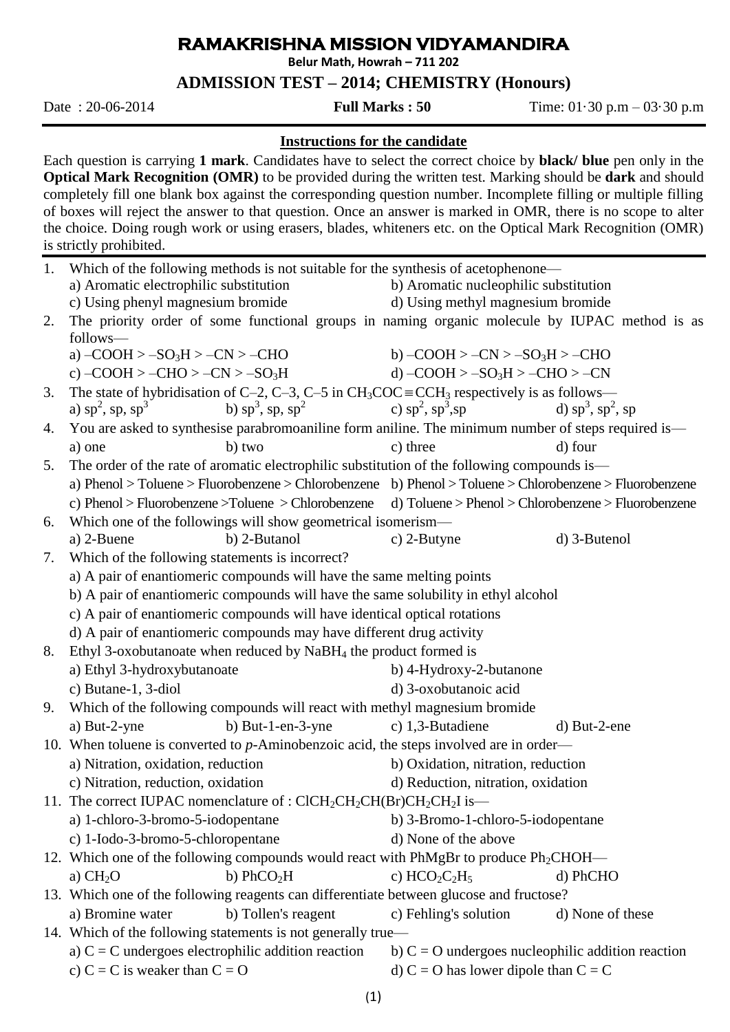# RAMAKRISHNA MISSION VIDYAMANDIRA

**Belur Math, Howrah – 711 202**

## ADMISSION TEST – 2014; CHEMISTRY (Honours)

Date : 20-06-2014 **Full Marks : 50** Time: 01·30 p.m – 03·30 p.m

**Instructions for the candidate**

Each question is carrying **1 mark**. Candidates have to select the correct choice by **black/ blue** pen only in the **Optical Mark Recognition (OMR)** to be provided during the written test. Marking should be **dark** and should completely fill one blank box against the corresponding question number. Incomplete filling or multiple filling of boxes will reject the answer to that question. Once an answer is marked in OMR, there is no scope to alter the choice. Doing rough work or using erasers, blades, whiteners etc. on the Optical Mark Recognition (OMR) is strictly prohibited.

1. Which of the following methods is not suitable for the synthesis of acetophenone—
   a) Aromatic electrophilic substitution
   b) Aromatic nucleophilic substitution
   c) Using phenyl magnesium bromide
   d) Using methyl magnesium bromide
2. The priority order of some functional groups in naming organic molecule by IUPAC method is as follows—
   a) $–COOH > –SO_3H > –CN > –CHO$
   b) $–COOH > –CN > –SO_3H > –CHO$
   c) $–COOH > –CHO > –CN > –SO_3H$
   d) $–COOH > –SO_3H > –CHO > –CN$
3. The state of hybridisation of C–2, C–3, C–5 in $CH_3COC\equiv CCH_3$ respectively is as follows—
   a) $sp^2$, sp, $sp^3$
   b) $sp^3$, sp, $sp^2$
   c) $sp^2$, $sp^3$, sp
   d) $sp^3$, $sp^2$, sp
4. You are asked to synthesise parabromoaniline form aniline. The minimum number of steps required is—
   a) one
   b) two
   c) three
   d) four
5. The order of the rate of aromatic electrophilic substitution of the following compounds is—
   a) Phenol > Toluene > Fluorobenzene > Chlorobenzene
   b) Phenol > Toluene > Chlorobenzene > Fluorobenzene
   c) Phenol > Fluorobenzene >Toluene > Chlorobenzene
   d) Toluene > Phenol > Chlorobenzene > Fluorobenzene
6. Which one of the followings will show geometrical isomerism—
   a) 2-Buene
   b) 2-Butanol
   c) 2-Butyne
   d) 3-Butenol
7. Which of the following statements is incorrect?
   a) A pair of enantiomeric compounds will have the same melting points
   b) A pair of enantiomeric compounds will have the same solubility in ethyl alcohol
   c) A pair of enantiomeric compounds will have identical optical rotations
   d) A pair of enantiomeric compounds may have different drug activity
8. Ethyl 3-oxobutanoate when reduced by $NaBH_4$ the product formed is
   a) Ethyl 3-hydroxybutanoate
   b) 4-Hydroxy-2-butanone
   c) Butane-1, 3-diol
   d) 3-oxobutanoic acid
9. Which of the following compounds will react with methyl magnesium bromide
   a) But-2-yne
   b) But-1-en-3-yne
   c) 1,3-Butadiene
   d) But-2-ene
10. When toluene is converted to *p*-Aminobenzoic acid, the steps involved are in order—
    a) Nitration, oxidation, reduction
    b) Oxidation, nitration, reduction
    c) Nitration, reduction, oxidation
    d) Reduction, nitration, oxidation
11. The correct IUPAC nomenclature of : $ClCH_2CH_2CH(Br)CH_2CH_2I$ is—
    a) 1-chloro-3-bromo-5-iodopentane
    b) 3-Bromo-1-chloro-5-iodopentane
    c) 1-Iodo-3-bromo-5-chloropentane
    d) None of the above
12. Which one of the following compounds would react with PhMgBr to produce $Ph_2CHOH$—
    a) $CH_2O$
    b) $PhCO_2H$
    c) $HCO_2C_2H_5$
    d) PhCHO
13. Which one of the following reagents can differentiate between glucose and fructose?
    a) Bromine water
    b) Tollen's reagent
    c) Fehling's solution
    d) None of these
14. Which of the following statements is not generally true—
    a) C = C undergoes electrophilic addition reaction
    b) C = O undergoes nucleophilic addition reaction
    c) C = C is weaker than C = O
    d) C = O has lower dipole than C = C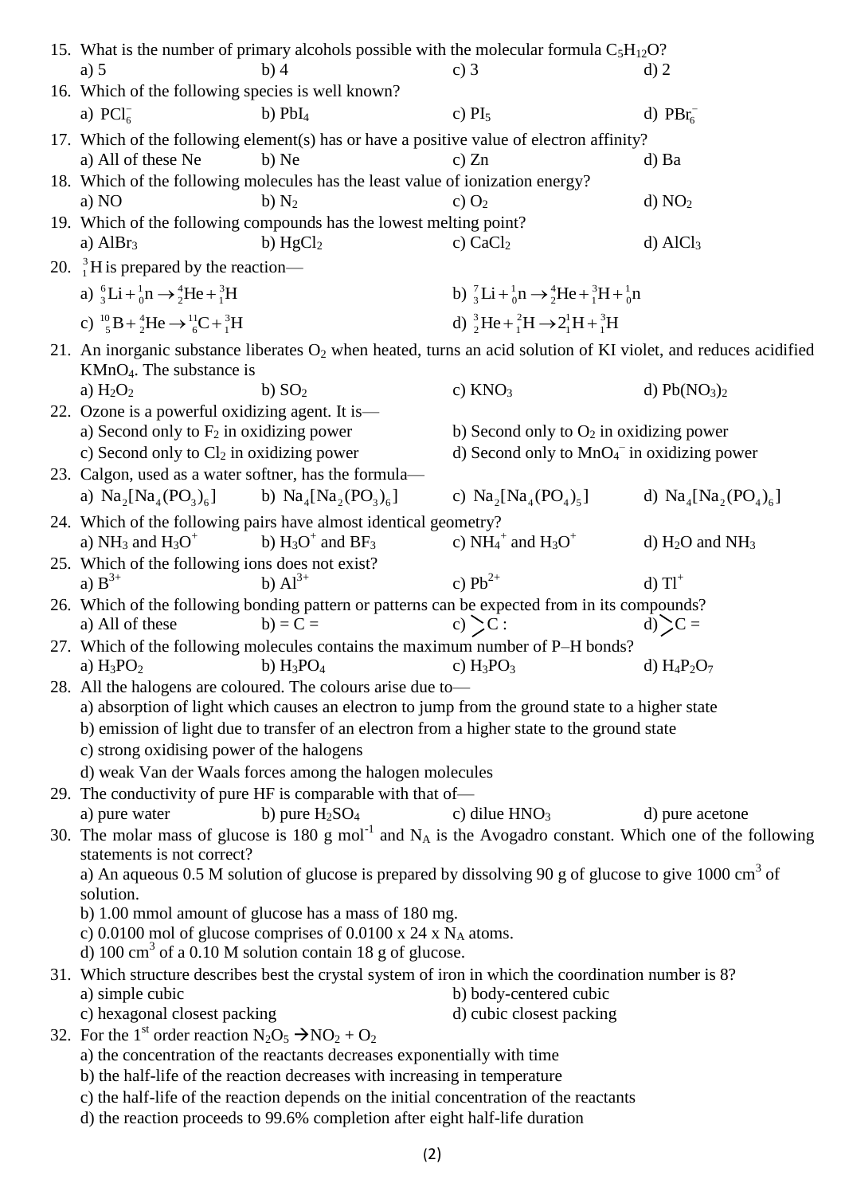15. What is the number of primary alcohols possible with the molecular formula $C_5H_{12}O$?
 a) 5 b) 4 c) 3 d) 2

16. Which of the following species is well known?
 a) $PCl_6^-$ b) $PbI_4$ c) $PI_5$ d) $PBr_6^-$

17. Which of the following element(s) has or have a positive value of electron affinity?
 a) All of these Ne b) Ne c) Zn d) Ba

18. Which of the following molecules has the least value of ionization energy?
 a) NO b) $N_2$ c) $O_2$ d) $NO_2$

19. Which of the following compounds has the lowest melting point?
 a) $AlBr_3$ b) $HgCl_2$ c) $CaCl_2$ d) $AlCl_3$

20. ${}_1^3H$ is prepared by the reaction—
 a) ${}_3^6Li + {}_0^1n \rightarrow {}_2^4He + {}_1^3H$
 b) ${}_3^7Li + {}_0^1n \rightarrow {}_2^4He + {}_1^3H + {}_0^1n$
 c) ${}_5^{10}B + {}_2^4He \rightarrow {}_6^{11}C + {}_1^3H$
 d) ${}_2^3He + {}_1^2H \rightarrow 2{}_1^1H + {}_1^3H$

21. An inorganic substance liberates $O_2$ when heated, turns an acid solution of KI violet, and reduces acidified $KMnO_4$. The substance is
 a) $H_2O_2$ b) $SO_2$ c) $KNO_3$ d) $Pb(NO_3)_2$

22. Ozone is a powerful oxidizing agent. It is—
 a) Second only to $F_2$ in oxidizing power
 b) Second only to $O_2$ in oxidizing power
 c) Second only to $Cl_2$ in oxidizing power
 d) Second only to $MnO_4^-$ in oxidizing power

23. Calgon, used as a water softner, has the formula—
 a) $Na_2[Na_4(PO_3)_6]$ b) $Na_4[Na_2(PO_3)_6]$ c) $Na_2[Na_4(PO_4)_5]$ d) $Na_4[Na_2(PO_4)_6]$

24. Which of the following pairs have almost identical geometry?
 a) $NH_3$ and $H_3O^+$ b) $H_3O^+$ and $BF_3$ c) $NH_4^+$ and $H_3O^+$ d) $H_2O$ and $NH_3$

25. Which of the following ions does not exist?
 a) $B^{3+}$ b) $Al^{3+}$ c) $Pb^{2+}$ d) $Tl^+$

26. Which of the following bonding pattern or patterns can be expected from in its compounds?
 a) All of these b) $=C=$ c) $>C:$ d) $>C=$

27. Which of the following molecules contains the maximum number of P–H bonds?
 a) $H_3PO_2$ b) $H_3PO_4$ c) $H_3PO_3$ d) $H_4P_2O_7$

28. All the halogens are coloured. The colours arise due to—
 a) absorption of light which causes an electron to jump from the ground state to a higher state
 b) emission of light due to transfer of an electron from a higher state to the ground state
 c) strong oxidising power of the halogens
 d) weak Van der Waals forces among the halogen molecules

29. The conductivity of pure HF is comparable with that of—
 a) pure water b) pure $H_2SO_4$ c) dilue $HNO_3$ d) pure acetone

30. The molar mass of glucose is 180 g $mol^{-1}$ and $N_A$ is the Avogadro constant. Which one of the following statements is not correct?
 a) An aqueous 0.5 M solution of glucose is prepared by dissolving 90 g of glucose to give 1000 $cm^3$ of solution.
 b) 1.00 mmol amount of glucose has a mass of 180 mg.
 c) 0.0100 mol of glucose comprises of 0.0100 x 24 x $N_A$ atoms.
 d) 100 $cm^3$ of a 0.10 M solution contain 18 g of glucose.

31. Which structure describes best the crystal system of iron in which the coordination number is 8?
 a) simple cubic
 b) body-centered cubic
 c) hexagonal closest packing
 d) cubic closest packing

32. For the 1st order reaction $N_2O_5 \rightarrow NO_2 + O_2$
 a) the concentration of the reactants decreases exponentially with time
 b) the half-life of the reaction decreases with increasing in temperature
 c) the half-life of the reaction depends on the initial concentration of the reactants
 d) the reaction proceeds to 99.6% completion after eight half-life duration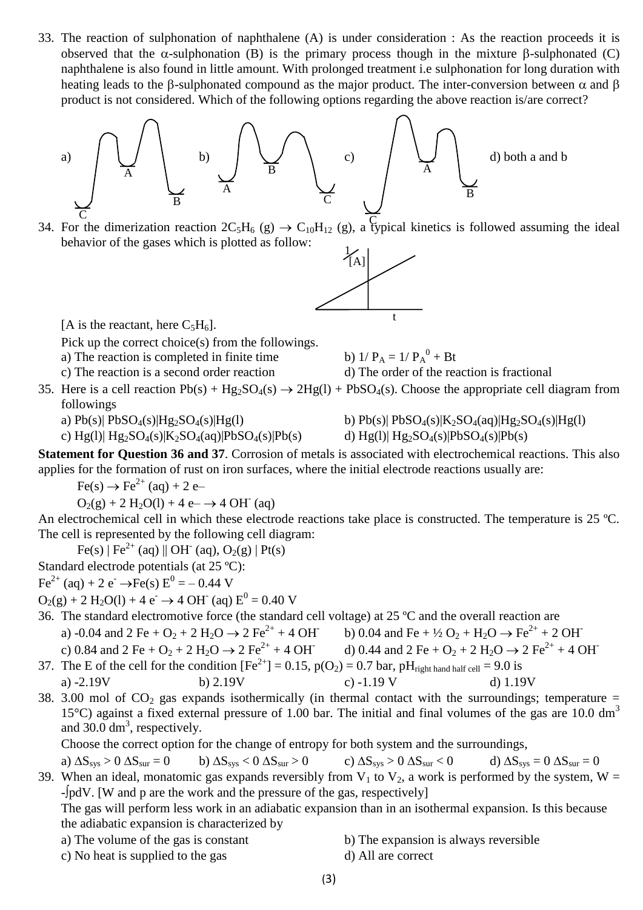33. The reaction of sulphonation of naphthalene (A) is under consideration : As the reaction proceeds it is observed that the $\alpha$-sulphonation (B) is the primary process though in the mixture $\beta$-sulphonated (C) naphthalene is also found in little amount. With prolonged treatment i.e sulphonation for long duration with heating leads to the $\beta$-sulphonated compound as the major product. The inter-conversion between $\alpha$ and $\beta$ product is not considered. Which of the following options regarding the above reaction is/are correct?

a) b) c) d) both a and b

34. For the dimerization reaction $2C_5H_6$ (g) $\rightarrow$ $C_{10}H_{12}$ (g), a typical kinetics is followed assuming the ideal behavior of the gases which is plotted as follow:

[A is the reactant, here $C_5H_6$].

Pick up the correct choice(s) from the followings.

a) The reaction is completed in finite time
b) $1/P_A = 1/P_A^0 + Bt$
c) The reaction is a second order reaction
d) The order of the reaction is fractional

35. Here is a cell reaction $Pb(s) + Hg_2SO_4(s) \rightarrow 2Hg(l) + PbSO_4(s)$. Choose the appropriate cell diagram from followings

a) $Pb(s)|\ PbSO_4(s)|Hg_2SO_4(s)|Hg(l)$
b) $Pb(s)|\ PbSO_4(s)|K_2SO_4(aq)|Hg_2SO_4(s)|Hg(l)$
c) $Hg(l)|\ Hg_2SO_4(s)|K_2SO_4(aq)|PbSO_4(s)|Pb(s)$
d) $Hg(l)|\ Hg_2SO_4(s)|PbSO_4(s)|Pb(s)$

**Statement for Question 36 and 37**. Corrosion of metals is associated with electrochemical reactions. This also applies for the formation of rust on iron surfaces, where the initial electrode reactions usually are:

$Fe(s) \rightarrow Fe^{2+}(aq) + 2e^-$

$O_2(g) + 2H_2O(l) + 4e^- \rightarrow 4OH^-(aq)$

An electrochemical cell in which these electrode reactions take place is constructed. The temperature is 25 ºC. The cell is represented by the following cell diagram:

$Fe(s)\ |\ Fe^{2+}(aq)\ ||\ OH^-(aq), O_2(g)\ |\ Pt(s)$

Standard electrode potentials (at 25 ºC):

$Fe^{2+}(aq) + 2e^- \rightarrow Fe(s)$ $E^0 = -0.44$ V

$O_2(g) + 2H_2O(l) + 4e^- \rightarrow 4OH^-(aq)$ $E^0 = 0.40$ V

36. The standard electromotive force (the standard cell voltage) at 25 ºC and the overall reaction are

a) -0.04 and $2Fe + O_2 + 2H_2O \rightarrow 2Fe^{2+} + 4OH^-$
b) 0.04 and $Fe + ½O_2 + H_2O \rightarrow Fe^{2+} + 2OH^-$
c) 0.84 and $2Fe + O_2 + 2H_2O \rightarrow 2Fe^{2+} + 4OH^-$
d) 0.44 and $2Fe + O_2 + 2H_2O \rightarrow 2Fe^{2+} + 4OH^-$

37. The E of the cell for the condition $[Fe^{2+}] = 0.15$, $p(O_2) = 0.7$ bar, $pH_{right\ hand\ half\ cell} = 9.0$ is

a) -2.19V
b) 2.19V
c) -1.19 V
d) 1.19V

38. 3.00 mol of $CO_2$ gas expands isothermically (in thermal contact with the surroundings; temperature = 15°C) against a fixed external pressure of 1.00 bar. The initial and final volumes of the gas are 10.0 $dm^3$ and 30.0 $dm^3$, respectively.

Choose the correct option for the change of entropy for both system and the surroundings,

a) $\Delta S_{sys} > 0$ $\Delta S_{sur} = 0$
b) $\Delta S_{sys} < 0$ $\Delta S_{sur} > 0$
c) $\Delta S_{sys} > 0$ $\Delta S_{sur} < 0$
d) $\Delta S_{sys} = 0$ $\Delta S_{sur} = 0$

39. When an ideal, monatomic gas expands reversibly from $V_1$ to $V_2$, a work is performed by the system, $W = -\int pdV$. [W and p are the work and the pressure of the gas, respectively]

The gas will perform less work in an adiabatic expansion than in an isothermal expansion. Is this because the adiabatic expansion is characterized by

a) The volume of the gas is constant
b) The expansion is always reversible
c) No heat is supplied to the gas
d) All are correct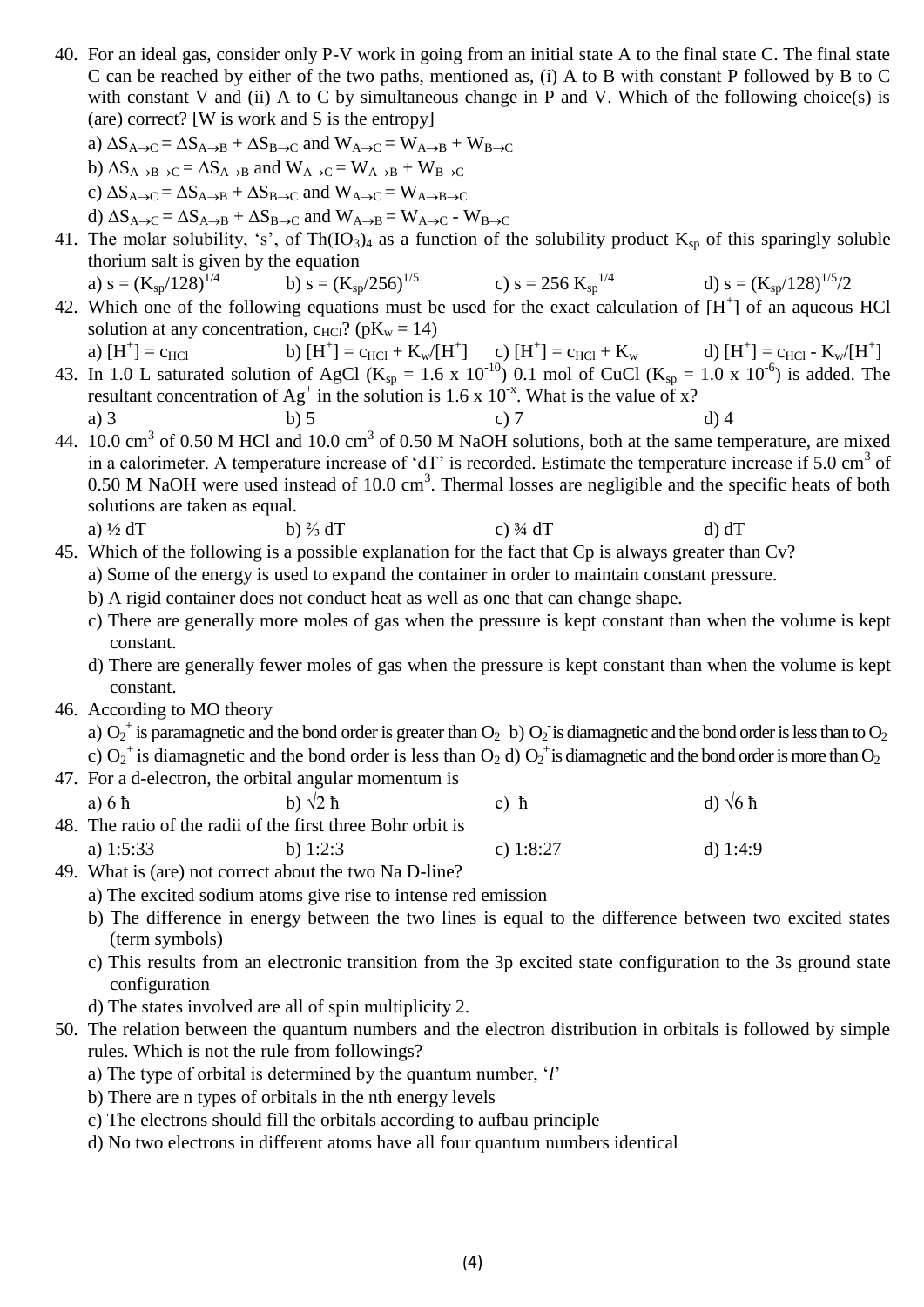40. For an ideal gas, consider only P-V work in going from an initial state A to the final state C. The final state C can be reached by either of the two paths, mentioned as, (i) A to B with constant P followed by B to C with constant V and (ii) A to C by simultaneous change in P and V. Which of the following choice(s) is (are) correct? [W is work and S is the entropy]

    a) $\Delta S_{A\to C} = \Delta S_{A\to B} + \Delta S_{B\to C}$ and $W_{A\to C} = W_{A\to B} + W_{B\to C}$

    b) $\Delta S_{A\to B\to C} = \Delta S_{A\to B}$ and $W_{A\to C} = W_{A\to B} + W_{B\to C}$

    c) $\Delta S_{A\to C} = \Delta S_{A\to B} + \Delta S_{B\to C}$ and $W_{A\to C} = W_{A\to B\to C}$

    d) $\Delta S_{A\to C} = \Delta S_{A\to B} + \Delta S_{B\to C}$ and $W_{A\to B} = W_{A\to C} - W_{B\to C}$

41. The molar solubility, 's', of $Th(IO_3)_4$ as a function of the solubility product $K_{sp}$ of this sparingly soluble thorium salt is given by the equation

    a) $s = (K_{sp}/128)^{1/4}$ b) $s = (K_{sp}/256)^{1/5}$ c) $s = 256\, K_{sp}^{1/4}$ d) $s = (K_{sp}/128)^{1/5}/2$

42. Which one of the following equations must be used for the exact calculation of $[H^+]$ of an aqueous HCl solution at any concentration, $c_{HCl}$? ($pK_w = 14$)

    a) $[H^+] = c_{HCl}$ b) $[H^+] = c_{HCl} + K_w/[H^+]$ c) $[H^+] = c_{HCl} + K_w$ d) $[H^+] = c_{HCl} - K_w/[H^+]$

43. In 1.0 L saturated solution of AgCl ($K_{sp} = 1.6 \times 10^{-10}$) 0.1 mol of CuCl ($K_{sp} = 1.0 \times 10^{-6}$) is added. The resultant concentration of $Ag^+$ in the solution is $1.6 \times 10^{-x}$. What is the value of x?

    a) 3 b) 5 c) 7 d) 4

44. 10.0 $cm^3$ of 0.50 M HCl and 10.0 $cm^3$ of 0.50 M NaOH solutions, both at the same temperature, are mixed in a calorimeter. A temperature increase of 'dT' is recorded. Estimate the temperature increase if 5.0 $cm^3$ of 0.50 M NaOH were used instead of 10.0 $cm^3$. Thermal losses are negligible and the specific heats of both solutions are taken as equal.

    a) ½ dT b) ⅔ dT c) ¾ dT d) dT

45. Which of the following is a possible explanation for the fact that Cp is always greater than Cv?

    a) Some of the energy is used to expand the container in order to maintain constant pressure.

    b) A rigid container does not conduct heat as well as one that can change shape.

    c) There are generally more moles of gas when the pressure is kept constant than when the volume is kept constant.

    d) There are generally fewer moles of gas when the pressure is kept constant than when the volume is kept constant.

46. According to MO theory

    a) $O_2^+$ is paramagnetic and the bond order is greater than $O_2$ b) $O_2^-$ is diamagnetic and the bond order is less than to $O_2$

    c) $O_2^+$ is diamagnetic and the bond order is less than $O_2$ d) $O_2^+$ is diamagnetic and the bond order is more than $O_2$

47. For a d-electron, the orbital angular momentum is

    a) $6\hbar$ b) $\sqrt{2}\hbar$ c) $\hbar$ d) $\sqrt{6}\hbar$

48. The ratio of the radii of the first three Bohr orbit is

    a) 1:5:33 b) 1:2:3 c) 1:8:27 d) 1:4:9

49. What is (are) not correct about the two Na D-line?

    a) The excited sodium atoms give rise to intense red emission

    b) The difference in energy between the two lines is equal to the difference between two excited states (term symbols)

    c) This results from an electronic transition from the 3p excited state configuration to the 3s ground state configuration

    d) The states involved are all of spin multiplicity 2.

50. The relation between the quantum numbers and the electron distribution in orbitals is followed by simple rules. Which is not the rule from followings?

    a) The type of orbital is determined by the quantum number, '*l*'

    b) There are n types of orbitals in the nth energy levels

    c) The electrons should fill the orbitals according to aufbau principle

    d) No two electrons in different atoms have all four quantum numbers identical